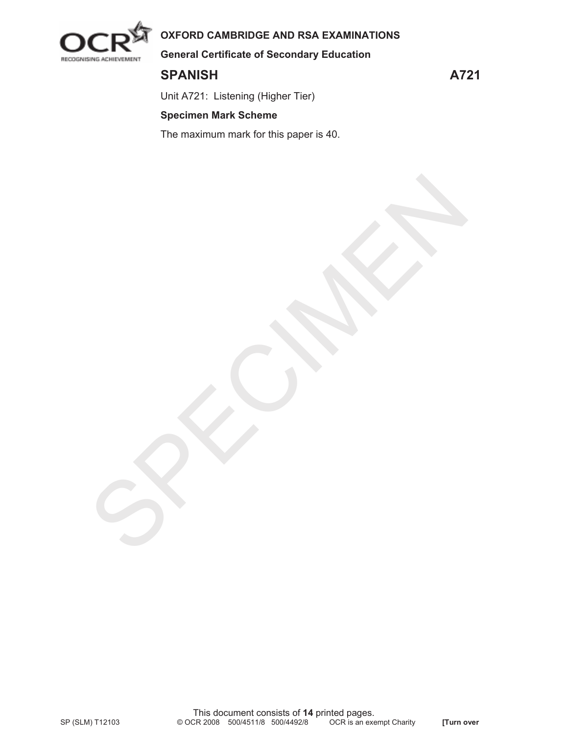**OXFORD CAMBRIDGE AND RSA EXAMINATIONS**

**General Certificate of Secondary Education**

# SPANISH A721

Unit A721: Listening (Higher Tier)

**Specimen Mark Scheme**

The maximum mark for this paper is 40.

SPECIMEN

This document consists of **14** printed pages.

SP (SLM) T12103 © OCR 2008 500/4511/8 500/4492/8 OCR is an exempt Charity **[Turn over**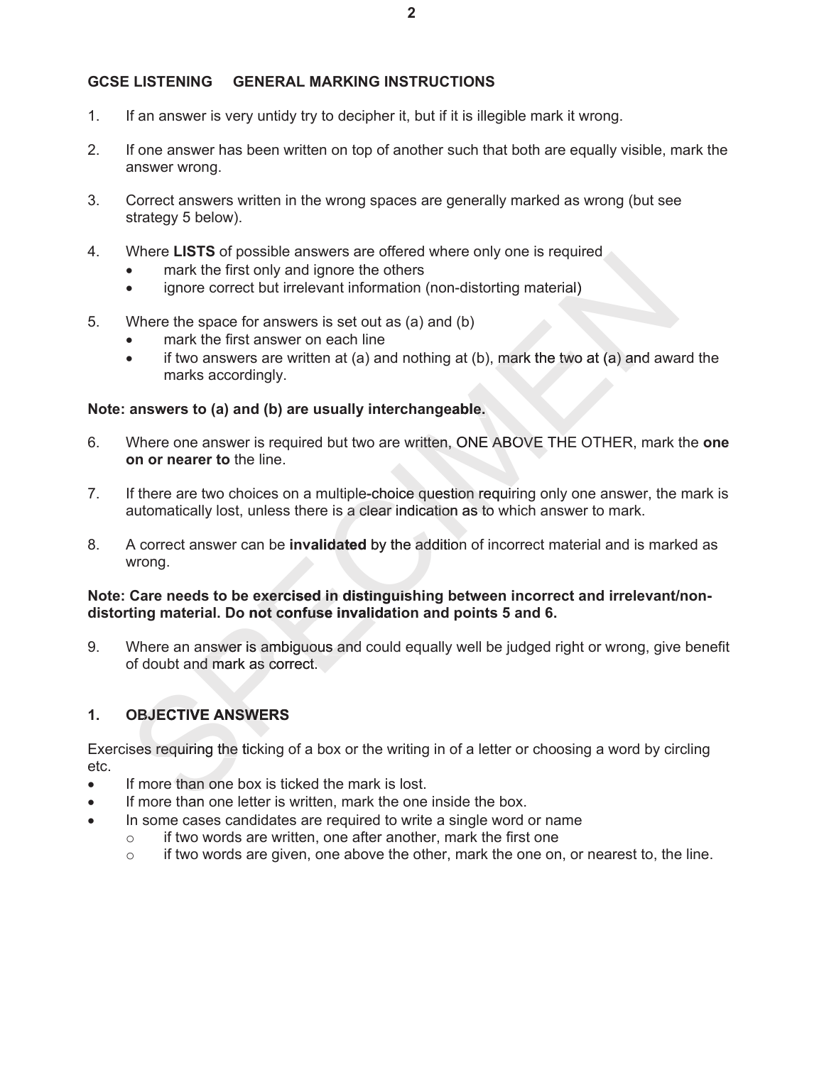## GCSE LISTENING GENERAL MARKING INSTRUCTIONS

1. If an answer is very untidy try to decipher it, but if it is illegible mark it wrong.

2. If one answer has been written on top of another such that both are equally visible, mark the answer wrong.

3. Correct answers written in the wrong spaces are generally marked as wrong (but see strategy 5 below).

4. Where **LISTS** of possible answers are offered where only one is required
   - mark the first only and ignore the others
   - ignore correct but irrelevant information (non-distorting material)

5. Where the space for answers is set out as (a) and (b)
   - mark the first answer on each line
   - if two answers are written at (a) and nothing at (b), mark the two at (a) and award the marks accordingly.

**Note: answers to (a) and (b) are usually interchangeable.**

6. Where one answer is required but two are written, ONE ABOVE THE OTHER, mark the **one on or nearer to** the line.

7. If there are two choices on a multiple-choice question requiring only one answer, the mark is automatically lost, unless there is a clear indication as to which answer to mark.

8. A correct answer can be **invalidated** by the addition of incorrect material and is marked as wrong.

**Note: Care needs to be exercised in distinguishing between incorrect and irrelevant/non-distorting material. Do not confuse invalidation and points 5 and 6.**

9. Where an answer is ambiguous and could equally well be judged right or wrong, give benefit of doubt and mark as correct.

### 1. OBJECTIVE ANSWERS

Exercises requiring the ticking of a box or the writing in of a letter or choosing a word by circling etc.

- If more than one box is ticked the mark is lost.
- If more than one letter is written, mark the one inside the box.
- In some cases candidates are required to write a single word or name
  - if two words are written, one after another, mark the first one
  - if two words are given, one above the other, mark the one on, or nearest to, the line.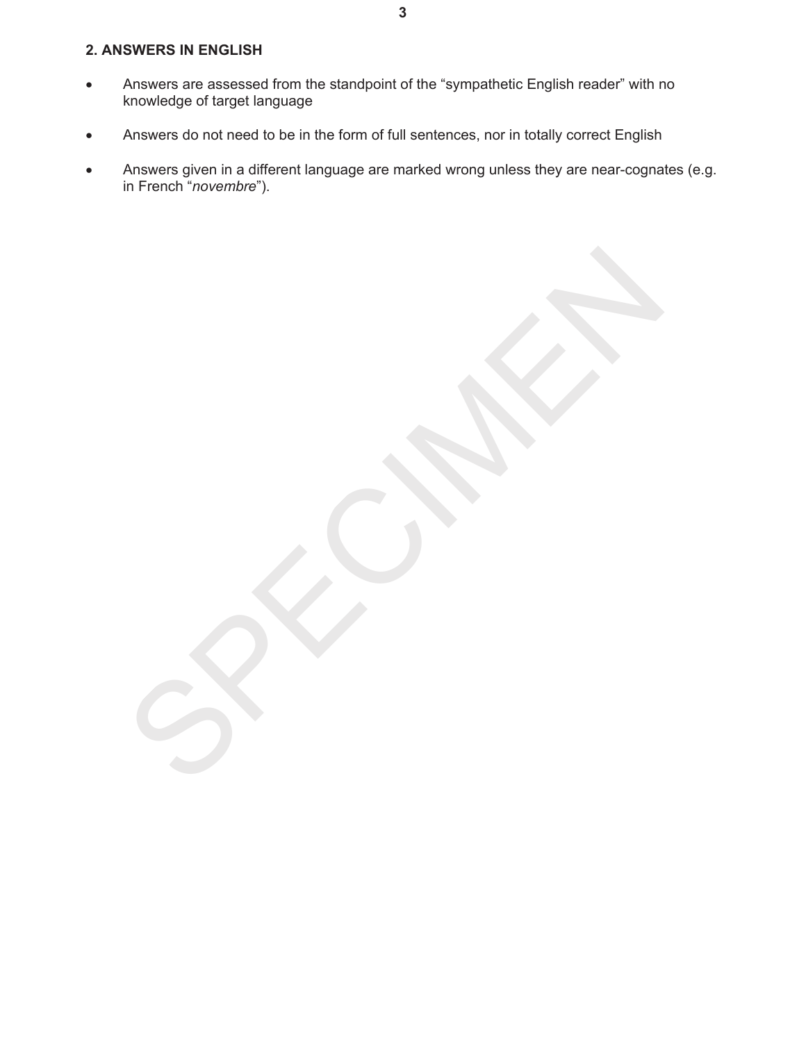## 2. ANSWERS IN ENGLISH

- Answers are assessed from the standpoint of the "sympathetic English reader" with no knowledge of target language
- Answers do not need to be in the form of full sentences, nor in totally correct English
- Answers given in a different language are marked wrong unless they are near-cognates (e.g. in French "*novembre*").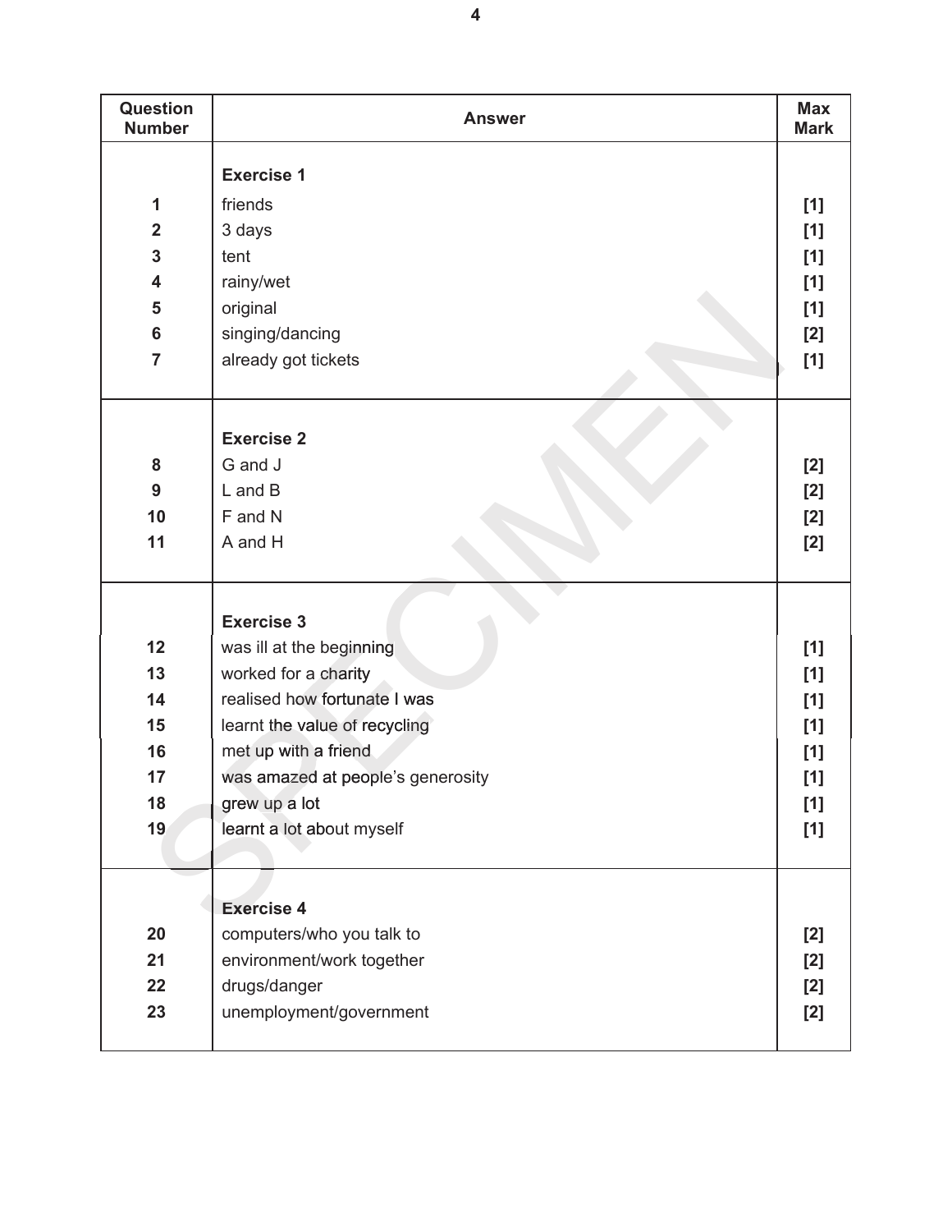| Question Number | Answer | Max Mark |
|---|---|---|
| | **Exercise 1** | |
| 1 | friends | [1] |
| 2 | 3 days | [1] |
| 3 | tent | [1] |
| 4 | rainy/wet | [1] |
| 5 | original | [1] |
| 6 | singing/dancing | [2] |
| 7 | already got tickets | [1] |
| | **Exercise 2** | |
| 8 | G and J | [2] |
| 9 | L and B | [2] |
| 10 | F and N | [2] |
| 11 | A and H | [2] |
| | **Exercise 3** | |
| 12 | was ill at the beginning | [1] |
| 13 | worked for a charity | [1] |
| 14 | realised how fortunate I was | [1] |
| 15 | learnt the value of recycling | [1] |
| 16 | met up with a friend | [1] |
| 17 | was amazed at people's generosity | [1] |
| 18 | grew up a lot | [1] |
| 19 | learnt a lot about myself | [1] |
| | **Exercise 4** | |
| 20 | computers/who you talk to | [2] |
| 21 | environment/work together | [2] |
| 22 | drugs/danger | [2] |
| 23 | unemployment/government | [2] |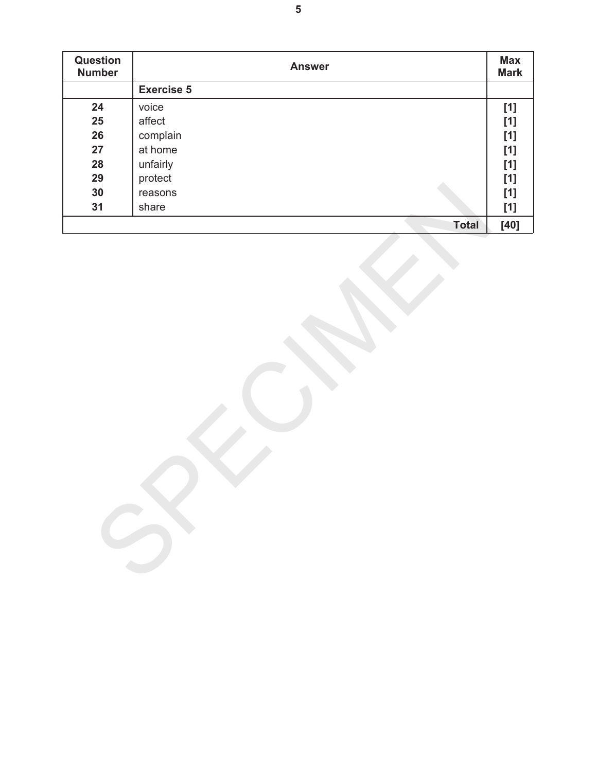| Question Number | Answer | Max Mark |
|---|---|---|
| | **Exercise 5** | |
| **24** | voice | **[1]** |
| **25** | affect | **[1]** |
| **26** | complain | **[1]** |
| **27** | at home | **[1]** |
| **28** | unfairly | **[1]** |
| **29** | protect | **[1]** |
| **30** | reasons | **[1]** |
| **31** | share | **[1]** |
| | **Total** | **[40]** |